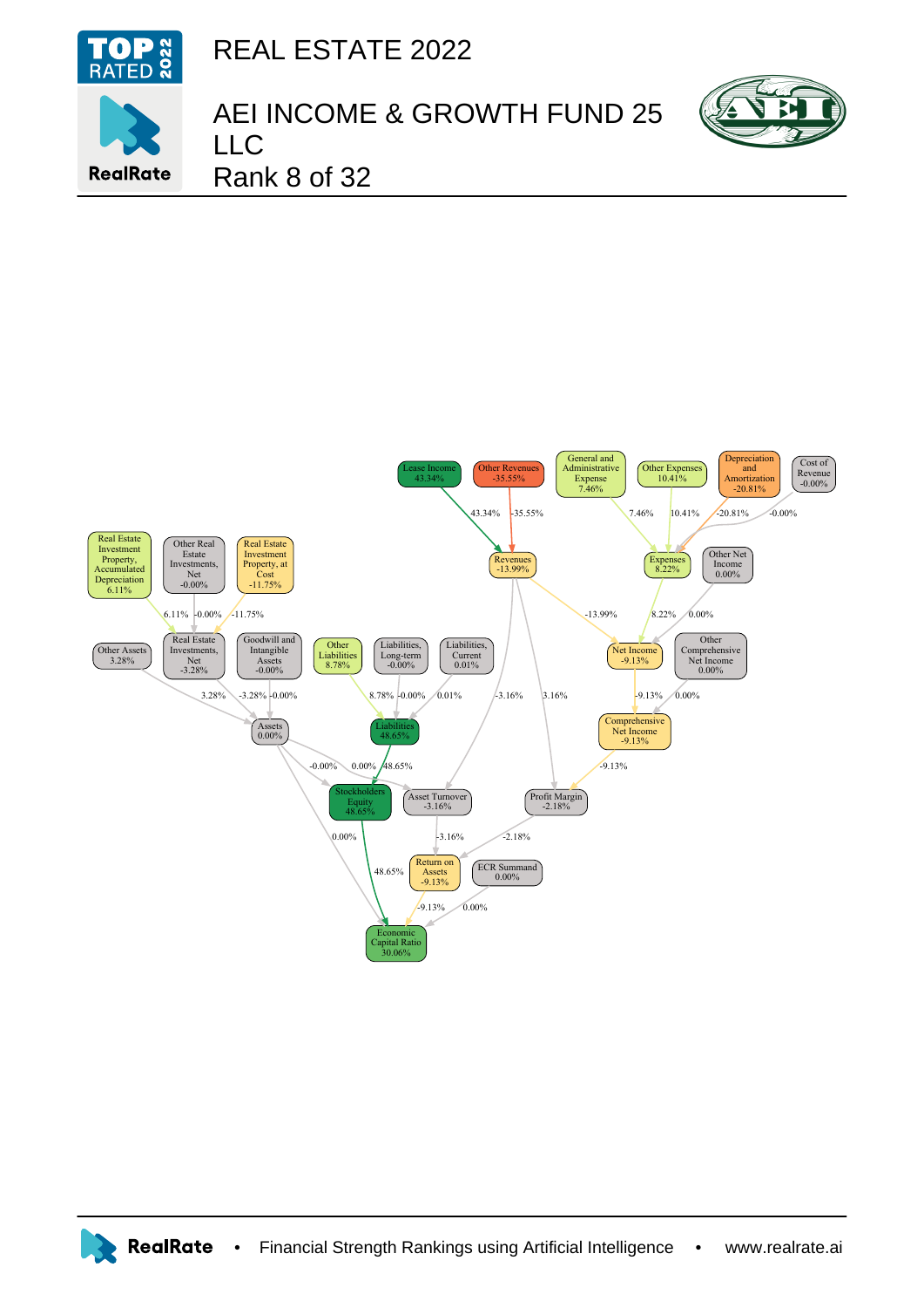# REAL ESTATE 2022

# AEI INCOME & GROWTH FUND 25 LLC

Rank 8 of 32

Lease Income 43.34%
Other Revenues -35.55%
General and Administrative Expense 7.46%
Other Expenses 10.41%
Depreciation and Amortization -20.81%
Cost of Revenue -0.00%

Real Estate Investment Property, Accumulated Depreciation 6.11%
Other Real Estate Investments, Net -0.00%
Real Estate Investment Property, at Cost -11.75%
Revenues -13.99%
Expenses 8.22%
Other Net Income 0.00%

Other Assets 3.28%
Real Estate Investments, Net -3.28%
Goodwill and Intangible Assets -0.00%
Other Liabilities 8.78%
Liabilities, Long-term -0.00%
Liabilities, Current 0.01%
Net Income -9.13%
Other Comprehensive Net Income 0.00%

Assets 0.00%
Liabilities 48.65%
Comprehensive Net Income -9.13%

Stockholders Equity 48.65%
Asset Turnover -3.16%
Profit Margin -2.18%

Return on Assets -9.13%
ECR Summand 0.00%

Economic Capital Ratio 30.06%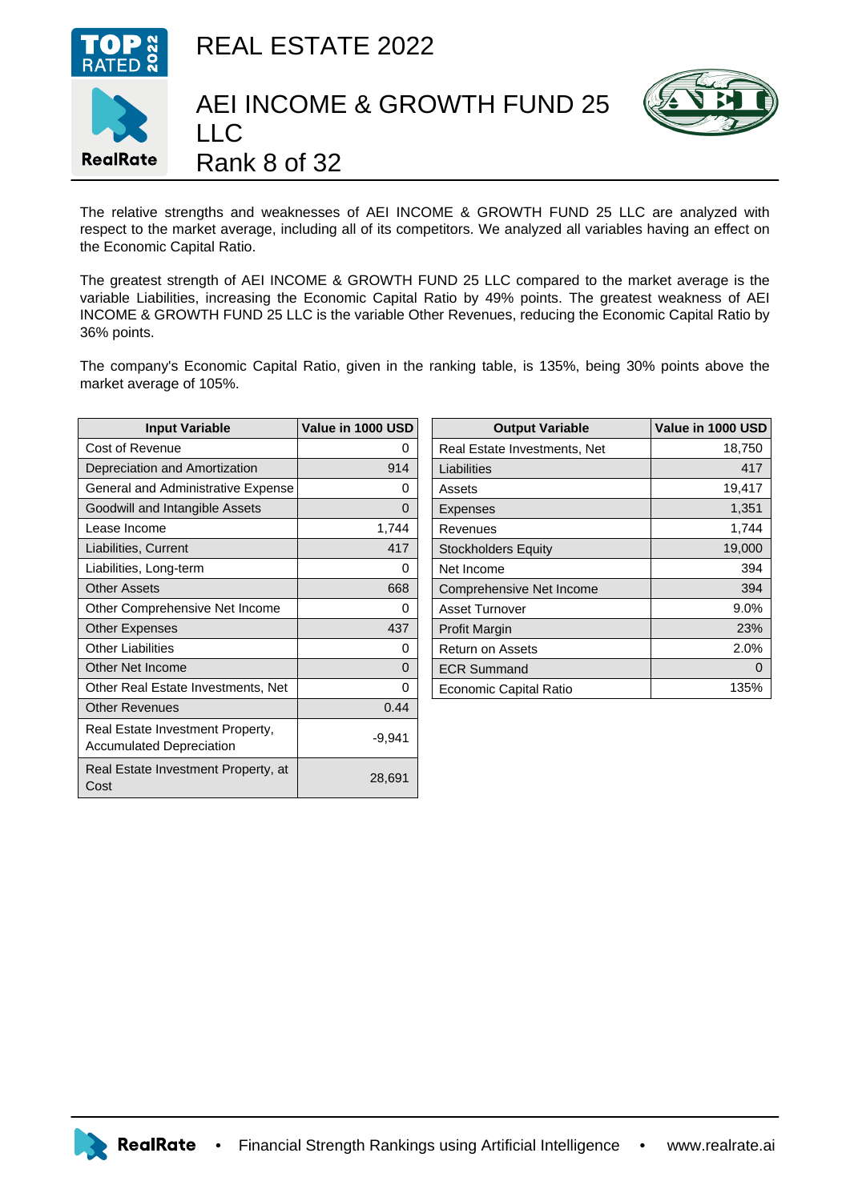# REAL ESTATE 2022

# AEI INCOME & GROWTH FUND 25 LLC
Rank 8 of 32

The relative strengths and weaknesses of AEI INCOME & GROWTH FUND 25 LLC are analyzed with respect to the market average, including all of its competitors. We analyzed all variables having an effect on the Economic Capital Ratio.

The greatest strength of AEI INCOME & GROWTH FUND 25 LLC compared to the market average is the variable Liabilities, increasing the Economic Capital Ratio by 49% points. The greatest weakness of AEI INCOME & GROWTH FUND 25 LLC is the variable Other Revenues, reducing the Economic Capital Ratio by 36% points.

The company's Economic Capital Ratio, given in the ranking table, is 135%, being 30% points above the market average of 105%.

| Input Variable | Value in 1000 USD |
|---|---|
| Cost of Revenue | 0 |
| Depreciation and Amortization | 914 |
| General and Administrative Expense | 0 |
| Goodwill and Intangible Assets | 0 |
| Lease Income | 1,744 |
| Liabilities, Current | 417 |
| Liabilities, Long-term | 0 |
| Other Assets | 668 |
| Other Comprehensive Net Income | 0 |
| Other Expenses | 437 |
| Other Liabilities | 0 |
| Other Net Income | 0 |
| Other Real Estate Investments, Net | 0 |
| Other Revenues | 0.44 |
| Real Estate Investment Property, Accumulated Depreciation | -9,941 |
| Real Estate Investment Property, at Cost | 28,691 |

| Output Variable | Value in 1000 USD |
|---|---|
| Real Estate Investments, Net | 18,750 |
| Liabilities | 417 |
| Assets | 19,417 |
| Expenses | 1,351 |
| Revenues | 1,744 |
| Stockholders Equity | 19,000 |
| Net Income | 394 |
| Comprehensive Net Income | 394 |
| Asset Turnover | 9.0% |
| Profit Margin | 23% |
| Return on Assets | 2.0% |
| ECR Summand | 0 |
| Economic Capital Ratio | 135% |